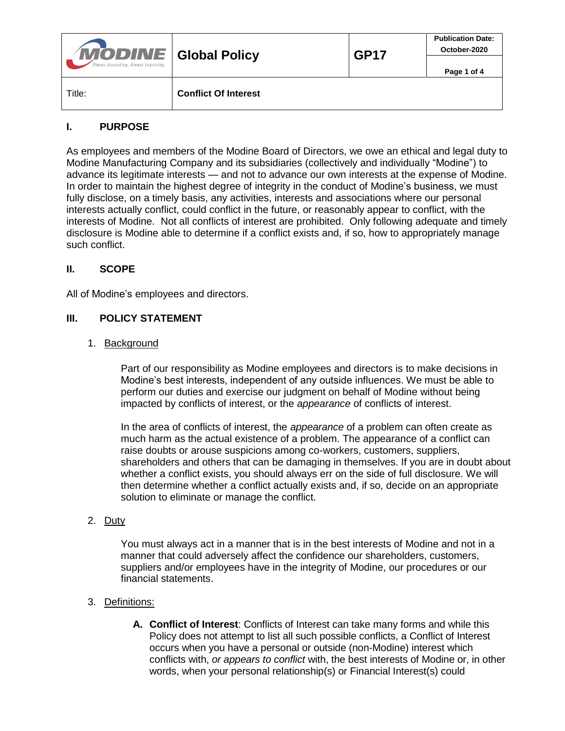| MODINE Always Innovating. Always Improving. | Global Policy | GP17 | Publication Date: October-2020 |
| --- | --- | --- | --- |
| Title: | Conflict Of Interest | | |

## I. PURPOSE

As employees and members of the Modine Board of Directors, we owe an ethical and legal duty to Modine Manufacturing Company and its subsidiaries (collectively and individually "Modine") to advance its legitimate interests — and not to advance our own interests at the expense of Modine. In order to maintain the highest degree of integrity in the conduct of Modine's business, we must fully disclose, on a timely basis, any activities, interests and associations where our personal interests actually conflict, could conflict in the future, or reasonably appear to conflict, with the interests of Modine. Not all conflicts of interest are prohibited. Only following adequate and timely disclosure is Modine able to determine if a conflict exists and, if so, how to appropriately manage such conflict.

## II. SCOPE

All of Modine's employees and directors.

## III. POLICY STATEMENT

1. Background

   Part of our responsibility as Modine employees and directors is to make decisions in Modine's best interests, independent of any outside influences. We must be able to perform our duties and exercise our judgment on behalf of Modine without being impacted by conflicts of interest, or the *appearance* of conflicts of interest.

   In the area of conflicts of interest, the *appearance* of a problem can often create as much harm as the actual existence of a problem. The appearance of a conflict can raise doubts or arouse suspicions among co-workers, customers, suppliers, shareholders and others that can be damaging in themselves. If you are in doubt about whether a conflict exists, you should always err on the side of full disclosure. We will then determine whether a conflict actually exists and, if so, decide on an appropriate solution to eliminate or manage the conflict.

2. Duty

   You must always act in a manner that is in the best interests of Modine and not in a manner that could adversely affect the confidence our shareholders, customers, suppliers and/or employees have in the integrity of Modine, our procedures or our financial statements.

3. Definitions:

   **A. Conflict of Interest**: Conflicts of Interest can take many forms and while this Policy does not attempt to list all such possible conflicts, a Conflict of Interest occurs when you have a personal or outside (non-Modine) interest which conflicts with, *or appears to conflict* with, the best interests of Modine or, in other words, when your personal relationship(s) or Financial Interest(s) could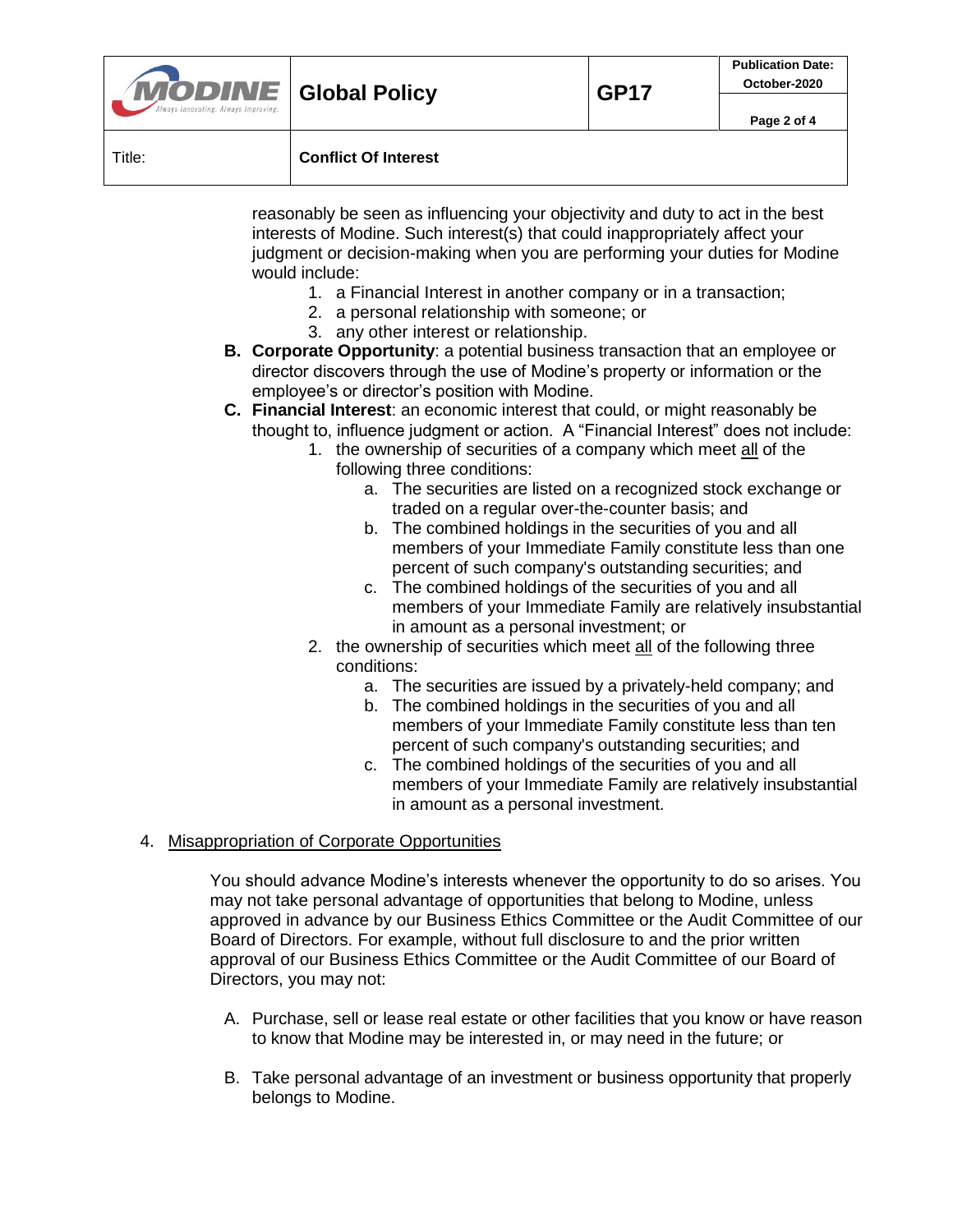reasonably be seen as influencing your objectivity and duty to act in the best interests of Modine. Such interest(s) that could inappropriately affect your judgment or decision-making when you are performing your duties for Modine would include:

1. a Financial Interest in another company or in a transaction;
2. a personal relationship with someone; or
3. any other interest or relationship.

B. **Corporate Opportunity**: a potential business transaction that an employee or director discovers through the use of Modine's property or information or the employee's or director's position with Modine.

C. **Financial Interest**: an economic interest that could, or might reasonably be thought to, influence judgment or action. A "Financial Interest" does not include:

1. the ownership of securities of a company which meet <u>all</u> of the following three conditions:
    a. The securities are listed on a recognized stock exchange or traded on a regular over-the-counter basis; and
    b. The combined holdings in the securities of you and all members of your Immediate Family constitute less than one percent of such company's outstanding securities; and
    c. The combined holdings of the securities of you and all members of your Immediate Family are relatively insubstantial in amount as a personal investment; or
2. the ownership of securities which meet <u>all</u> of the following three conditions:
    a. The securities are issued by a privately-held company; and
    b. The combined holdings in the securities of you and all members of your Immediate Family constitute less than ten percent of such company's outstanding securities; and
    c. The combined holdings of the securities of you and all members of your Immediate Family are relatively insubstantial in amount as a personal investment.

4. <u>Misappropriation of Corporate Opportunities</u>

You should advance Modine's interests whenever the opportunity to do so arises. You may not take personal advantage of opportunities that belong to Modine, unless approved in advance by our Business Ethics Committee or the Audit Committee of our Board of Directors. For example, without full disclosure to and the prior written approval of our Business Ethics Committee or the Audit Committee of our Board of Directors, you may not:

A. Purchase, sell or lease real estate or other facilities that you know or have reason to know that Modine may be interested in, or may need in the future; or

B. Take personal advantage of an investment or business opportunity that properly belongs to Modine.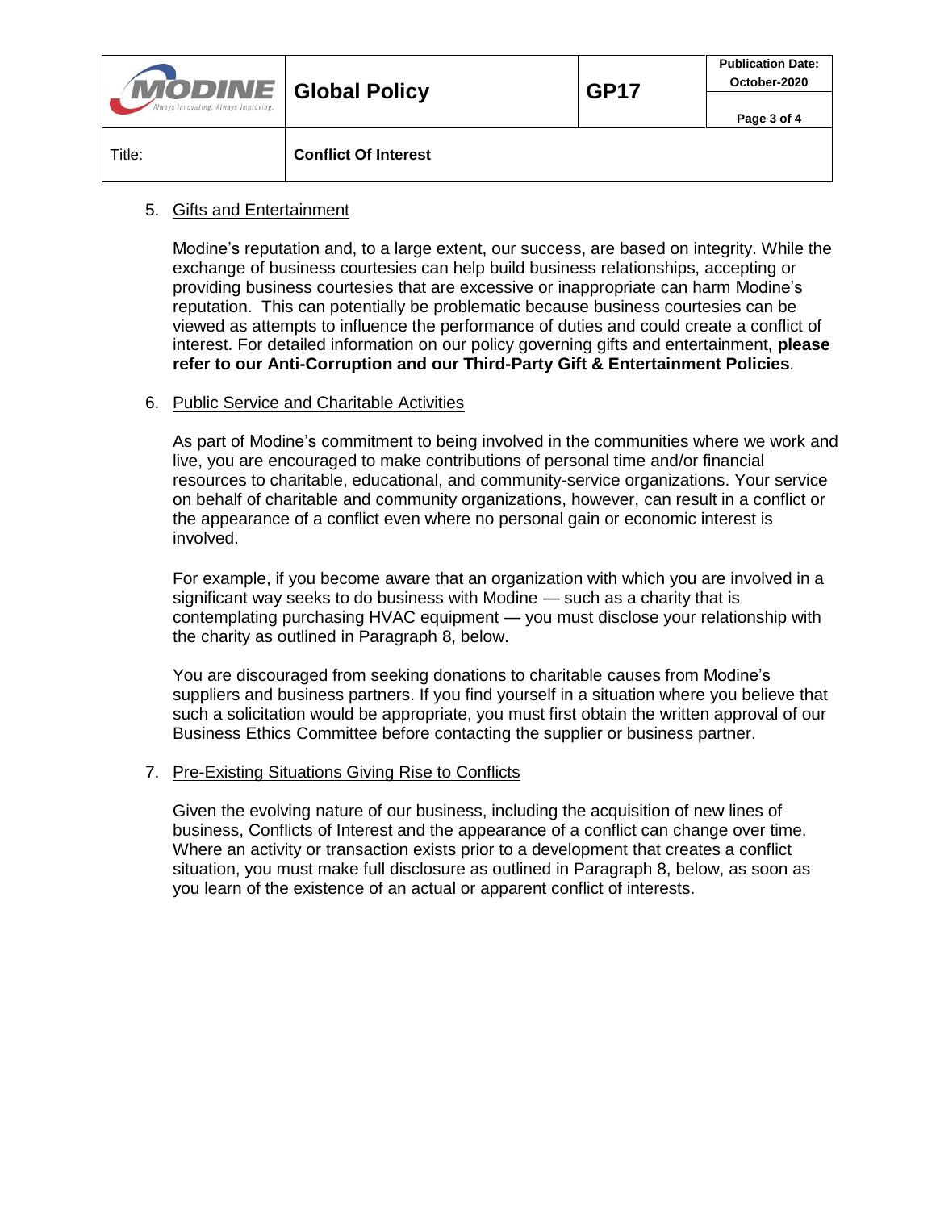5. <u>Gifts and Entertainment</u>

   Modine's reputation and, to a large extent, our success, are based on integrity. While the exchange of business courtesies can help build business relationships, accepting or providing business courtesies that are excessive or inappropriate can harm Modine's reputation. This can potentially be problematic because business courtesies can be viewed as attempts to influence the performance of duties and could create a conflict of interest. For detailed information on our policy governing gifts and entertainment, **please refer to our Anti-Corruption and our Third-Party Gift & Entertainment Policies**.

6. <u>Public Service and Charitable Activities</u>

   As part of Modine's commitment to being involved in the communities where we work and live, you are encouraged to make contributions of personal time and/or financial resources to charitable, educational, and community-service organizations. Your service on behalf of charitable and community organizations, however, can result in a conflict or the appearance of a conflict even where no personal gain or economic interest is involved.

   For example, if you become aware that an organization with which you are involved in a significant way seeks to do business with Modine — such as a charity that is contemplating purchasing HVAC equipment — you must disclose your relationship with the charity as outlined in Paragraph 8, below.

   You are discouraged from seeking donations to charitable causes from Modine's suppliers and business partners. If you find yourself in a situation where you believe that such a solicitation would be appropriate, you must first obtain the written approval of our Business Ethics Committee before contacting the supplier or business partner.

7. <u>Pre-Existing Situations Giving Rise to Conflicts</u>

   Given the evolving nature of our business, including the acquisition of new lines of business, Conflicts of Interest and the appearance of a conflict can change over time. Where an activity or transaction exists prior to a development that creates a conflict situation, you must make full disclosure as outlined in Paragraph 8, below, as soon as you learn of the existence of an actual or apparent conflict of interests.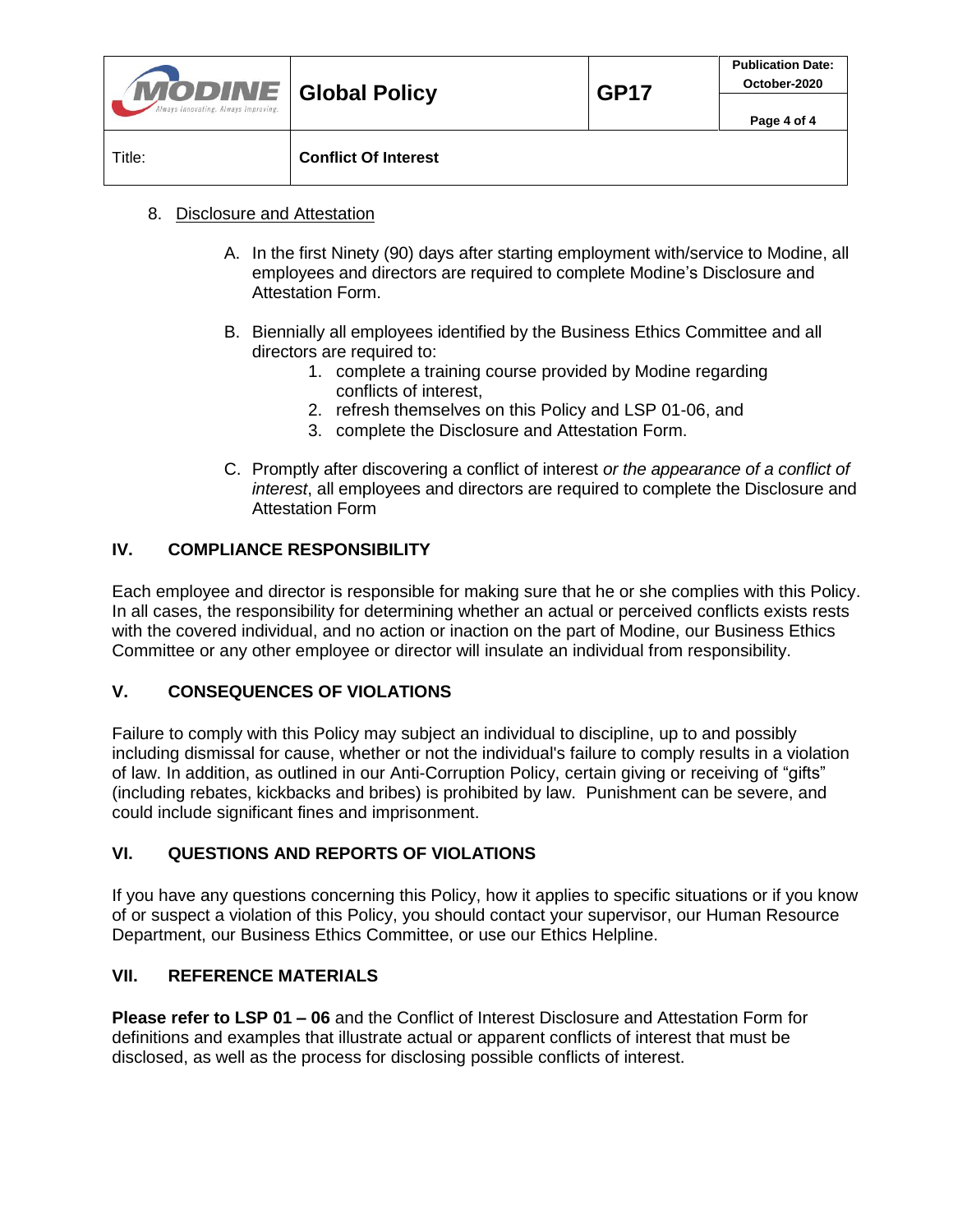8. Disclosure and Attestation

   A. In the first Ninety (90) days after starting employment with/service to Modine, all employees and directors are required to complete Modine's Disclosure and Attestation Form.

   B. Biennially all employees identified by the Business Ethics Committee and all directors are required to:
      1. complete a training course provided by Modine regarding conflicts of interest,
      2. refresh themselves on this Policy and LSP 01-06, and
      3. complete the Disclosure and Attestation Form.

   C. Promptly after discovering a conflict of interest *or the appearance of a conflict of interest*, all employees and directors are required to complete the Disclosure and Attestation Form

## IV. COMPLIANCE RESPONSIBILITY

Each employee and director is responsible for making sure that he or she complies with this Policy. In all cases, the responsibility for determining whether an actual or perceived conflicts exists rests with the covered individual, and no action or inaction on the part of Modine, our Business Ethics Committee or any other employee or director will insulate an individual from responsibility.

## V. CONSEQUENCES OF VIOLATIONS

Failure to comply with this Policy may subject an individual to discipline, up to and possibly including dismissal for cause, whether or not the individual's failure to comply results in a violation of law. In addition, as outlined in our Anti-Corruption Policy, certain giving or receiving of "gifts" (including rebates, kickbacks and bribes) is prohibited by law. Punishment can be severe, and could include significant fines and imprisonment.

## VI. QUESTIONS AND REPORTS OF VIOLATIONS

If you have any questions concerning this Policy, how it applies to specific situations or if you know of or suspect a violation of this Policy, you should contact your supervisor, our Human Resource Department, our Business Ethics Committee, or use our Ethics Helpline.

## VII. REFERENCE MATERIALS

**Please refer to LSP 01 – 06** and the Conflict of Interest Disclosure and Attestation Form for definitions and examples that illustrate actual or apparent conflicts of interest that must be disclosed, as well as the process for disclosing possible conflicts of interest.